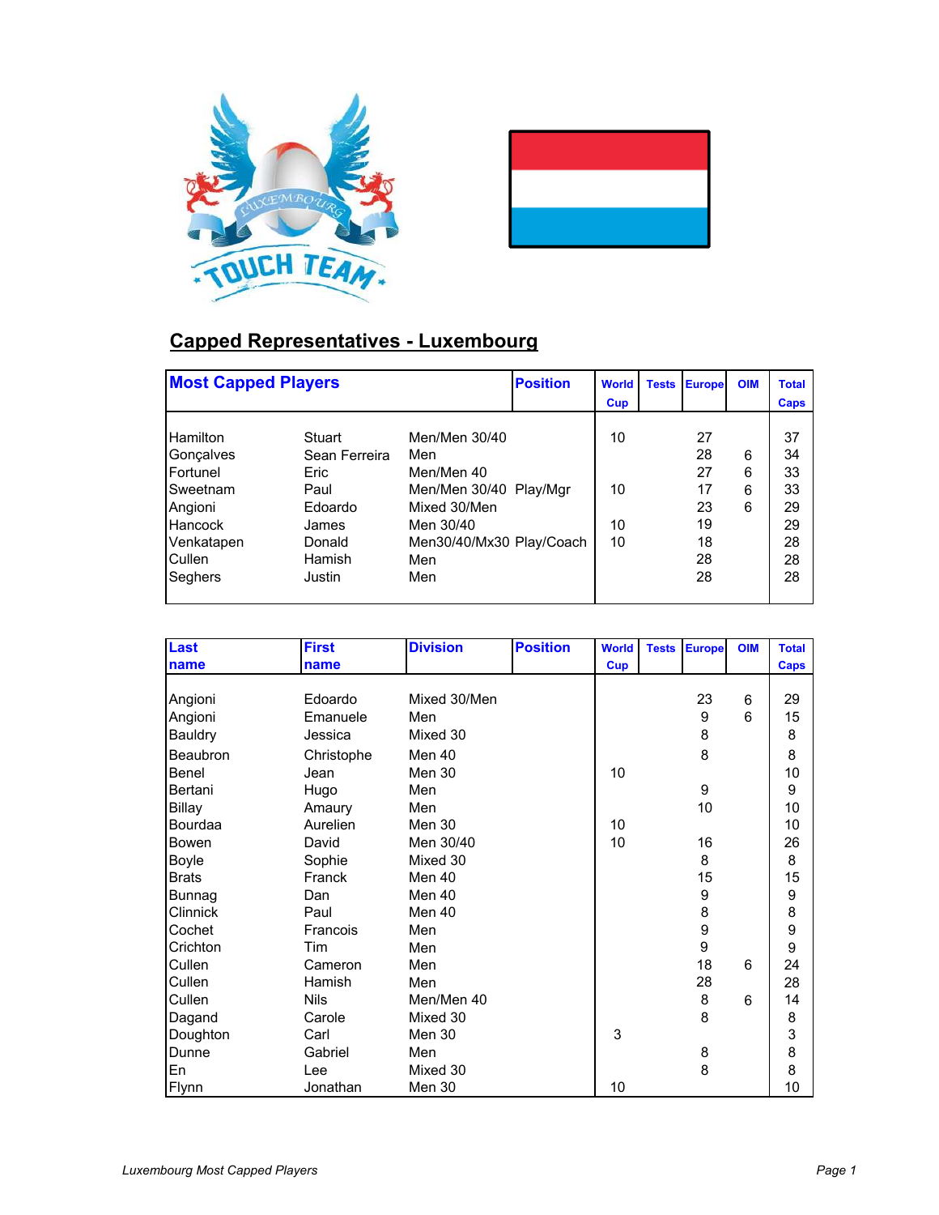## Capped Representatives - Luxembourg

| Most Capped Players | | | Position | World Cup | Tests | Europe | OIM | Total Caps |
|---|---|---|---|---|---|---|---|---|
| Hamilton | Stuart | Men/Men 30/40 | | 10 | | 27 | | 37 |
| Gonçalves | Sean Ferreira | Men | | | | 28 | 6 | 34 |
| Fortunel | Eric | Men/Men 40 | | | | 27 | 6 | 33 |
| Sweetnam | Paul | Men/Men 30/40 | Play/Mgr | 10 | | 17 | 6 | 33 |
| Angioni | Edoardo | Mixed 30/Men | | | | 23 | 6 | 29 |
| Hancock | James | Men 30/40 | | 10 | | 19 | | 29 |
| Venkatapen | Donald | Men30/40/Mx30 | Play/Coach | 10 | | 18 | | 28 |
| Cullen | Hamish | Men | | | | 28 | | 28 |
| Seghers | Justin | Men | | | | 28 | | 28 |

| Last name | First name | Division | Position | World Cup | Tests | Europe | OIM | Total Caps |
|---|---|---|---|---|---|---|---|---|
| Angioni | Edoardo | Mixed 30/Men | | | | 23 | 6 | 29 |
| Angioni | Emanuele | Men | | | | 9 | 6 | 15 |
| Bauldry | Jessica | Mixed 30 | | | | 8 | | 8 |
| Beaubron | Christophe | Men 40 | | | | 8 | | 8 |
| Benel | Jean | Men 30 | | 10 | | | | 10 |
| Bertani | Hugo | Men | | | | 9 | | 9 |
| Billay | Amaury | Men | | | | 10 | | 10 |
| Bourdaa | Aurelien | Men 30 | | 10 | | | | 10 |
| Bowen | David | Men 30/40 | | 10 | | 16 | | 26 |
| Boyle | Sophie | Mixed 30 | | | | 8 | | 8 |
| Brats | Franck | Men 40 | | | | 15 | | 15 |
| Bunnag | Dan | Men 40 | | | | 9 | | 9 |
| Clinnick | Paul | Men 40 | | | | 8 | | 8 |
| Cochet | Francois | Men | | | | 9 | | 9 |
| Crichton | Tim | Men | | | | 9 | | 9 |
| Cullen | Cameron | Men | | | | 18 | 6 | 24 |
| Cullen | Hamish | Men | | | | 28 | | 28 |
| Cullen | Nils | Men/Men 40 | | | | 8 | 6 | 14 |
| Dagand | Carole | Mixed 30 | | | | 8 | | 8 |
| Doughton | Carl | Men 30 | | 3 | | | | 3 |
| Dunne | Gabriel | Men | | | | 8 | | 8 |
| En | Lee | Mixed 30 | | | | 8 | | 8 |
| Flynn | Jonathan | Men 30 | | 10 | | | | 10 |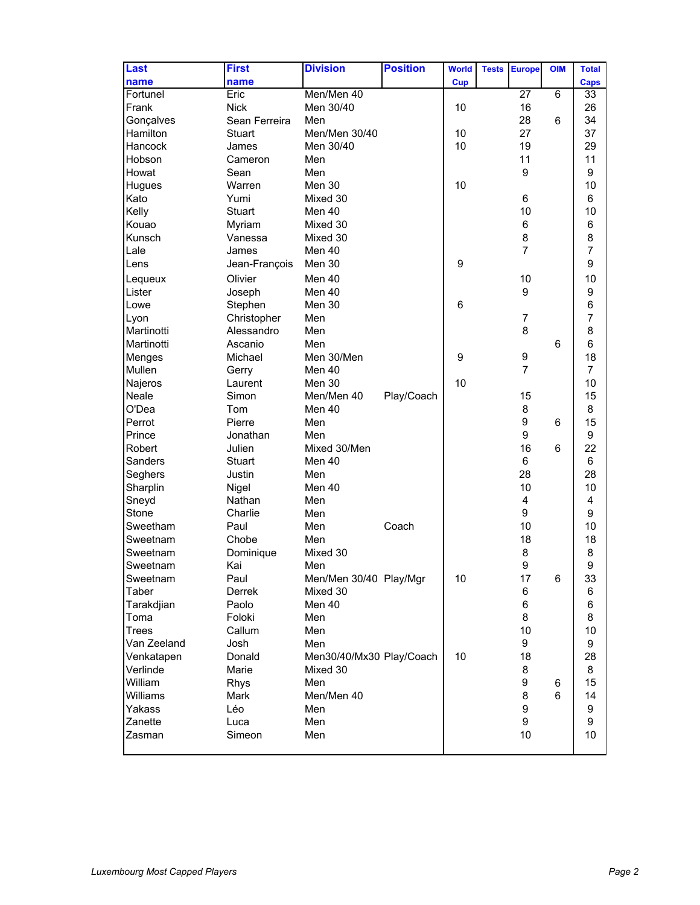| Last name | First name | Division | Position | World Cup | Tests | Europe | OIM | Total Caps |
|---|---|---|---|---|---|---|---|---|
| Fortunel | Eric | Men/Men 40 | | | | 27 | 6 | 33 |
| Frank | Nick | Men 30/40 | | 10 | | 16 | | 26 |
| Gonçalves | Sean Ferreira | Men | | | | 28 | 6 | 34 |
| Hamilton | Stuart | Men/Men 30/40 | | 10 | | 27 | | 37 |
| Hancock | James | Men 30/40 | | 10 | | 19 | | 29 |
| Hobson | Cameron | Men | | | | 11 | | 11 |
| Howat | Sean | Men | | | | 9 | | 9 |
| Hugues | Warren | Men 30 | | 10 | | | | 10 |
| Kato | Yumi | Mixed 30 | | | | 6 | | 6 |
| Kelly | Stuart | Men 40 | | | | 10 | | 10 |
| Kouao | Myriam | Mixed 30 | | | | 6 | | 6 |
| Kunsch | Vanessa | Mixed 30 | | | | 8 | | 8 |
| Lale | James | Men 40 | | | | 7 | | 7 |
| Lens | Jean-François | Men 30 | | 9 | | | | 9 |
| Lequeux | Olivier | Men 40 | | | | 10 | | 10 |
| Lister | Joseph | Men 40 | | | | 9 | | 9 |
| Lowe | Stephen | Men 30 | | 6 | | | | 6 |
| Lyon | Christopher | Men | | | | 7 | | 7 |
| Martinotti | Alessandro | Men | | | | 8 | | 8 |
| Martinotti | Ascanio | Men | | | | | 6 | 6 |
| Menges | Michael | Men 30/Men | | 9 | | 9 | | 18 |
| Mullen | Gerry | Men 40 | | | | 7 | | 7 |
| Najeros | Laurent | Men 30 | | 10 | | | | 10 |
| Neale | Simon | Men/Men 40 | Play/Coach | | | 15 | | 15 |
| O'Dea | Tom | Men 40 | | | | 8 | | 8 |
| Perrot | Pierre | Men | | | | 9 | 6 | 15 |
| Prince | Jonathan | Men | | | | 9 | | 9 |
| Robert | Julien | Mixed 30/Men | | | | 16 | 6 | 22 |
| Sanders | Stuart | Men 40 | | | | 6 | | 6 |
| Seghers | Justin | Men | | | | 28 | | 28 |
| Sharplin | Nigel | Men 40 | | | | 10 | | 10 |
| Sneyd | Nathan | Men | | | | 4 | | 4 |
| Stone | Charlie | Men | | | | 9 | | 9 |
| Sweetham | Paul | Men | Coach | | | 10 | | 10 |
| Sweetnam | Chobe | Men | | | | 18 | | 18 |
| Sweetnam | Dominique | Mixed 30 | | | | 8 | | 8 |
| Sweetnam | Kai | Men | | | | 9 | | 9 |
| Sweetnam | Paul | Men/Men 30/40 | Play/Mgr | 10 | | 17 | 6 | 33 |
| Taber | Derrek | Mixed 30 | | | | 6 | | 6 |
| Tarakdjian | Paolo | Men 40 | | | | 6 | | 6 |
| Toma | Foloki | Men | | | | 8 | | 8 |
| Trees | Callum | Men | | | | 10 | | 10 |
| Van Zeeland | Josh | Men | | | | 9 | | 9 |
| Venkatapen | Donald | Men30/40/Mx30 | Play/Coach | 10 | | 18 | | 28 |
| Verlinde | Marie | Mixed 30 | | | | 8 | | 8 |
| William | Rhys | Men | | | | 9 | 6 | 15 |
| Williams | Mark | Men/Men 40 | | | | 8 | 6 | 14 |
| Yakass | Léo | Men | | | | 9 | | 9 |
| Zanette | Luca | Men | | | | 9 | | 9 |
| Zasman | Simeon | Men | | | | 10 | | 10 |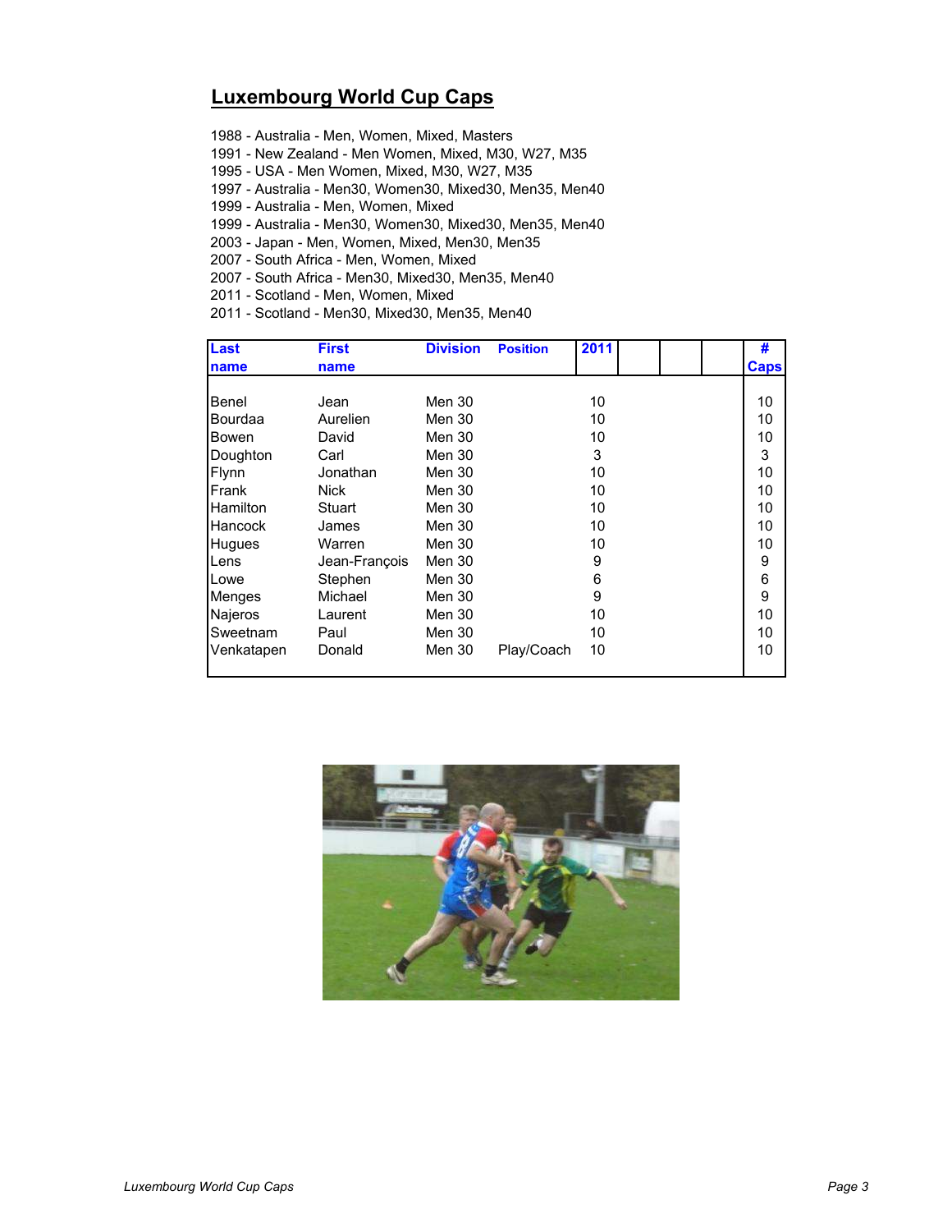## Luxembourg World Cup Caps

1988 - Australia - Men, Women, Mixed, Masters
1991 - New Zealand - Men Women, Mixed, M30, W27, M35
1995 - USA - Men Women, Mixed, M30, W27, M35
1997 - Australia - Men30, Women30, Mixed30, Men35, Men40
1999 - Australia - Men, Women, Mixed
1999 - Australia - Men30, Women30, Mixed30, Men35, Men40
2003 - Japan - Men, Women, Mixed, Men30, Men35
2007 - South Africa - Men, Women, Mixed
2007 - South Africa - Men30, Mixed30, Men35, Men40
2011 - Scotland - Men, Women, Mixed
2011 - Scotland - Men30, Mixed30, Men35, Men40

| Last name | First name | Division | Position | 2011 | | | | # Caps |
|---|---|---|---|---|---|---|---|---|
| Benel | Jean | Men 30 | | 10 | | | | 10 |
| Bourdaa | Aurelien | Men 30 | | 10 | | | | 10 |
| Bowen | David | Men 30 | | 10 | | | | 10 |
| Doughton | Carl | Men 30 | | 3 | | | | 3 |
| Flynn | Jonathan | Men 30 | | 10 | | | | 10 |
| Frank | Nick | Men 30 | | 10 | | | | 10 |
| Hamilton | Stuart | Men 30 | | 10 | | | | 10 |
| Hancock | James | Men 30 | | 10 | | | | 10 |
| Hugues | Warren | Men 30 | | 10 | | | | 10 |
| Lens | Jean-François | Men 30 | | 9 | | | | 9 |
| Lowe | Stephen | Men 30 | | 6 | | | | 6 |
| Menges | Michael | Men 30 | | 9 | | | | 9 |
| Najeros | Laurent | Men 30 | | 10 | | | | 10 |
| Sweetnam | Paul | Men 30 | | 10 | | | | 10 |
| Venkatapen | Donald | Men 30 | Play/Coach | 10 | | | | 10 |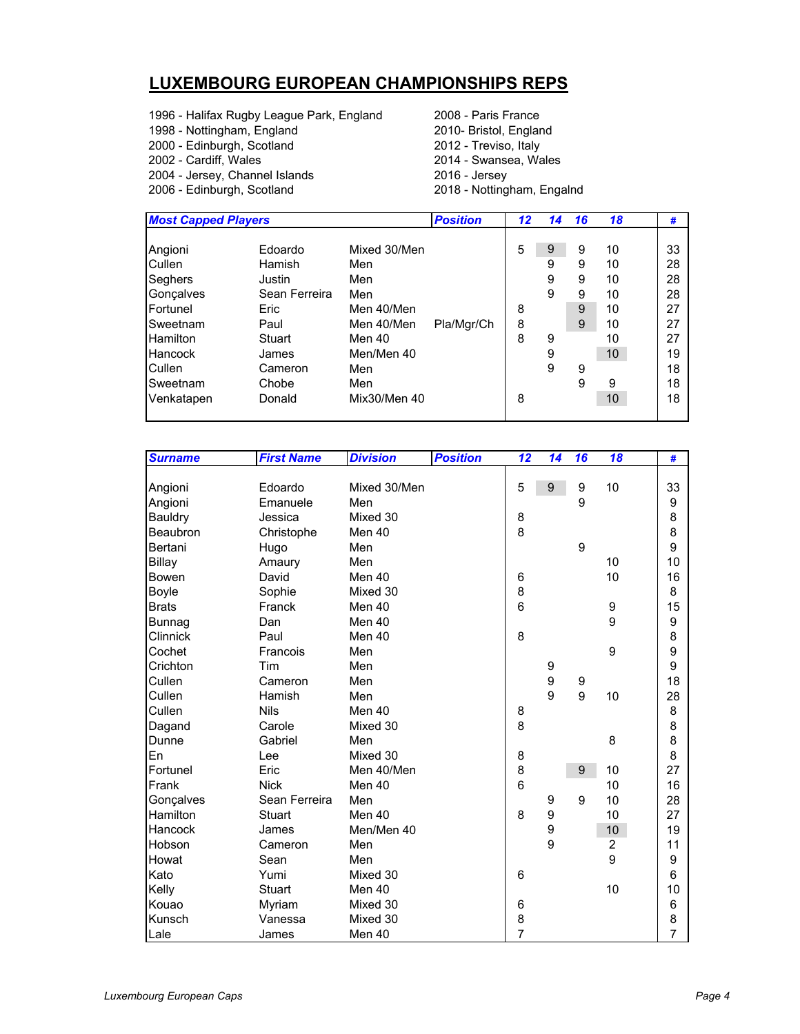## LUXEMBOURG EUROPEAN CHAMPIONSHIPS REPS

1996 - Halifax Rugby League Park, England
1998 - Nottingham, England
2000 - Edinburgh, Scotland
2002 - Cardiff, Wales
2004 - Jersey, Channel Islands
2006 - Edinburgh, Scotland
2008 - Paris France
2010- Bristol, England
2012 - Treviso, Italy
2014 - Swansea, Wales
2016 - Jersey
2018 - Nottingham, Engalnd

| ***Most Capped Players*** | | | ***Position*** | ***12*** | ***14*** | ***16*** | ***18*** | ***#*** |
|---|---|---|---|---|---|---|---|---|
| Angioni | Edoardo | Mixed 30/Men | | 5 | 9 | 9 | 10 | 33 |
| Cullen | Hamish | Men | | | 9 | 9 | 10 | 28 |
| Seghers | Justin | Men | | | 9 | 9 | 10 | 28 |
| Gonçalves | Sean Ferreira | Men | | | 9 | 9 | 10 | 28 |
| Fortunel | Eric | Men 40/Men | | 8 | | 9 | 10 | 27 |
| Sweetnam | Paul | Men 40/Men | Pla/Mgr/Ch | 8 | | 9 | 10 | 27 |
| Hamilton | Stuart | Men 40 | | 8 | 9 | | 10 | 27 |
| Hancock | James | Men/Men 40 | | | 9 | | 10 | 19 |
| Cullen | Cameron | Men | | | 9 | 9 | | 18 |
| Sweetnam | Chobe | Men | | | | 9 | 9 | 18 |
| Venkatapen | Donald | Mix30/Men 40 | | 8 | | | 10 | 18 |

| ***Surname*** | ***First Name*** | ***Division*** | ***Position*** | ***12*** | ***14*** | ***16*** | ***18*** | ***#*** |
|---|---|---|---|---|---|---|---|---|
| Angioni | Edoardo | Mixed 30/Men | | 5 | 9 | 9 | 10 | 33 |
| Angioni | Emanuele | Men | | | | 9 | | 9 |
| Bauldry | Jessica | Mixed 30 | | 8 | | | | 8 |
| Beaubron | Christophe | Men 40 | | 8 | | | | 8 |
| Bertani | Hugo | Men | | | | 9 | | 9 |
| Billay | Amaury | Men | | | | | 10 | 10 |
| Bowen | David | Men 40 | | 6 | | | 10 | 16 |
| Boyle | Sophie | Mixed 30 | | 8 | | | | 8 |
| Brats | Franck | Men 40 | | 6 | | | 9 | 15 |
| Bunnag | Dan | Men 40 | | | | | 9 | 9 |
| Clinnick | Paul | Men 40 | | 8 | | | | 8 |
| Cochet | Francois | Men | | | | | 9 | 9 |
| Crichton | Tim | Men | | | 9 | | | 9 |
| Cullen | Cameron | Men | | | 9 | 9 | | 18 |
| Cullen | Hamish | Men | | | 9 | 9 | 10 | 28 |
| Cullen | Nils | Men 40 | | 8 | | | | 8 |
| Dagand | Carole | Mixed 30 | | 8 | | | | 8 |
| Dunne | Gabriel | Men | | | | | 8 | 8 |
| En | Lee | Mixed 30 | | 8 | | | | 8 |
| Fortunel | Eric | Men 40/Men | | 8 | | 9 | 10 | 27 |
| Frank | Nick | Men 40 | | 6 | | | 10 | 16 |
| Gonçalves | Sean Ferreira | Men | | | 9 | 9 | 10 | 28 |
| Hamilton | Stuart | Men 40 | | 8 | 9 | | 10 | 27 |
| Hancock | James | Men/Men 40 | | | 9 | | 10 | 19 |
| Hobson | Cameron | Men | | | 9 | | 2 | 11 |
| Howat | Sean | Men | | | | | 9 | 9 |
| Kato | Yumi | Mixed 30 | | 6 | | | | 6 |
| Kelly | Stuart | Men 40 | | | | | 10 | 10 |
| Kouao | Myriam | Mixed 30 | | 6 | | | | 6 |
| Kunsch | Vanessa | Mixed 30 | | 8 | | | | 8 |
| Lale | James | Men 40 | | 7 | | | | 7 |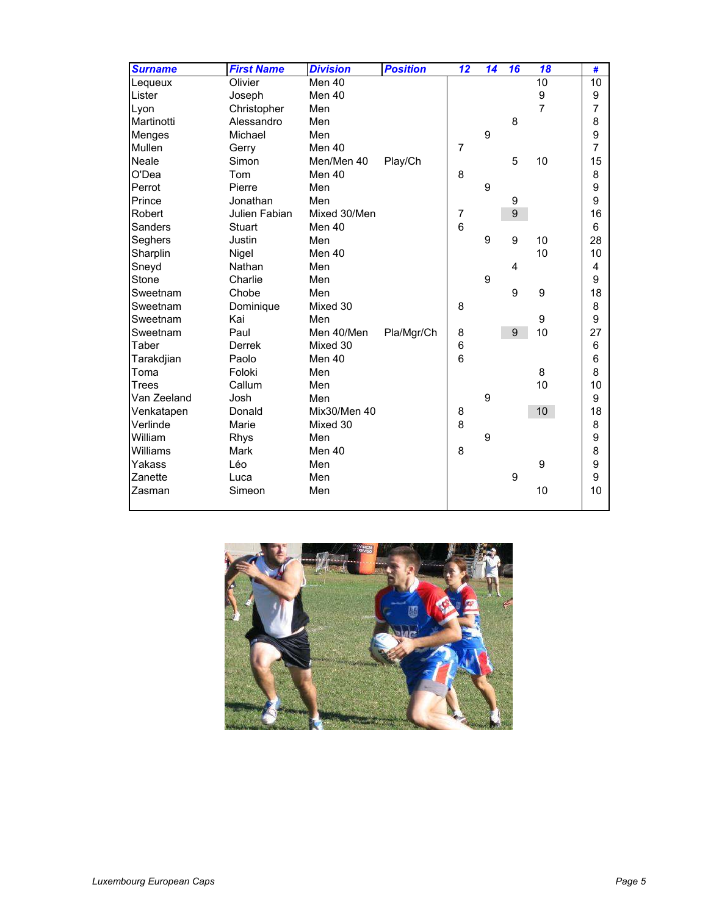| Surname | First Name | Division | Position | 12 | 14 | 16 | 18 | # |
|---|---|---|---|---|---|---|---|---|
| Lequeux | Olivier | Men 40 | | | | | 10 | 10 |
| Lister | Joseph | Men 40 | | | | | 9 | 9 |
| Lyon | Christopher | Men | | | | | 7 | 7 |
| Martinotti | Alessandro | Men | | | | 8 | | 8 |
| Menges | Michael | Men | | | 9 | | | 9 |
| Mullen | Gerry | Men 40 | | 7 | | | | 7 |
| Neale | Simon | Men/Men 40 | Play/Ch | | | 5 | 10 | 15 |
| O'Dea | Tom | Men 40 | | 8 | | | | 8 |
| Perrot | Pierre | Men | | | 9 | | | 9 |
| Prince | Jonathan | Men | | | | 9 | | 9 |
| Robert | Julien Fabian | Mixed 30/Men | | 7 | | 9 | | 16 |
| Sanders | Stuart | Men 40 | | 6 | | | | 6 |
| Seghers | Justin | Men | | | 9 | 9 | 10 | 28 |
| Sharplin | Nigel | Men 40 | | | | | 10 | 10 |
| Sneyd | Nathan | Men | | | | 4 | | 4 |
| Stone | Charlie | Men | | | 9 | | | 9 |
| Sweetnam | Chobe | Men | | | | 9 | 9 | 18 |
| Sweetnam | Dominique | Mixed 30 | | 8 | | | | 8 |
| Sweetnam | Kai | Men | | | | | 9 | 9 |
| Sweetnam | Paul | Men 40/Men | Pla/Mgr/Ch | 8 | | 9 | 10 | 27 |
| Taber | Derrek | Mixed 30 | | 6 | | | | 6 |
| Tarakdjian | Paolo | Men 40 | | 6 | | | | 6 |
| Toma | Foloki | Men | | | | | 8 | 8 |
| Trees | Callum | Men | | | | | 10 | 10 |
| Van Zeeland | Josh | Men | | | 9 | | | 9 |
| Venkatapen | Donald | Mix30/Men 40 | | 8 | | | 10 | 18 |
| Verlinde | Marie | Mixed 30 | | 8 | | | | 8 |
| William | Rhys | Men | | | 9 | | | 9 |
| Williams | Mark | Men 40 | | 8 | | | | 8 |
| Yakass | Léo | Men | | | | | 9 | 9 |
| Zanette | Luca | Men | | | | 9 | | 9 |
| Zasman | Simeon | Men | | | | | 10 | 10 |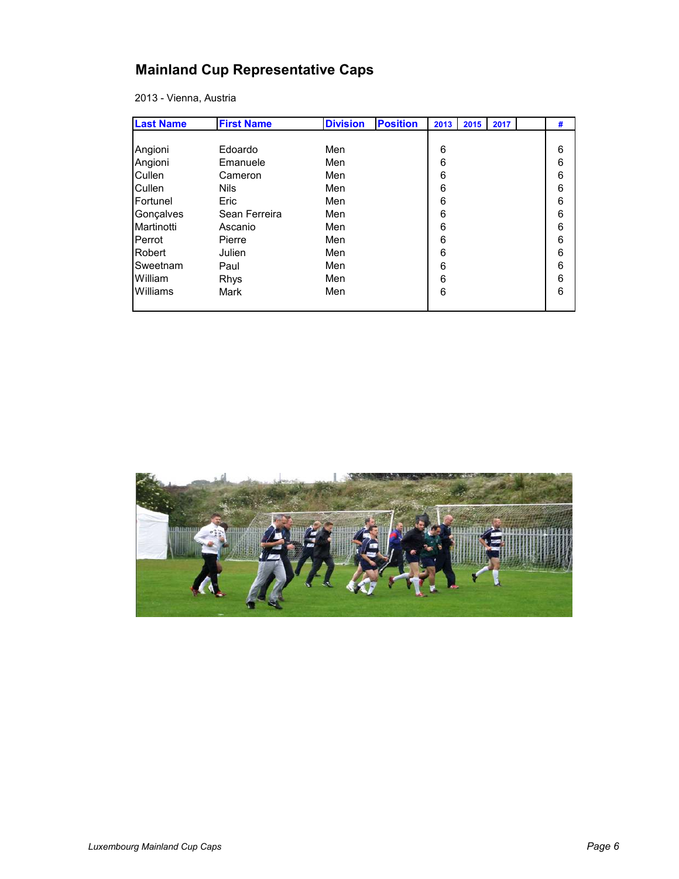## Mainland Cup Representative Caps

2013 - Vienna, Austria

| Last Name | First Name | Division | Position | 2013 | 2015 | 2017 | | # |
|---|---|---|---|---|---|---|---|---|
| Angioni | Edoardo | Men | | 6 | | | | 6 |
| Angioni | Emanuele | Men | | 6 | | | | 6 |
| Cullen | Cameron | Men | | 6 | | | | 6 |
| Cullen | Nils | Men | | 6 | | | | 6 |
| Fortunel | Eric | Men | | 6 | | | | 6 |
| Gonçalves | Sean Ferreira | Men | | 6 | | | | 6 |
| Martinotti | Ascanio | Men | | 6 | | | | 6 |
| Perrot | Pierre | Men | | 6 | | | | 6 |
| Robert | Julien | Men | | 6 | | | | 6 |
| Sweetnam | Paul | Men | | 6 | | | | 6 |
| William | Rhys | Men | | 6 | | | | 6 |
| Williams | Mark | Men | | 6 | | | | 6 |